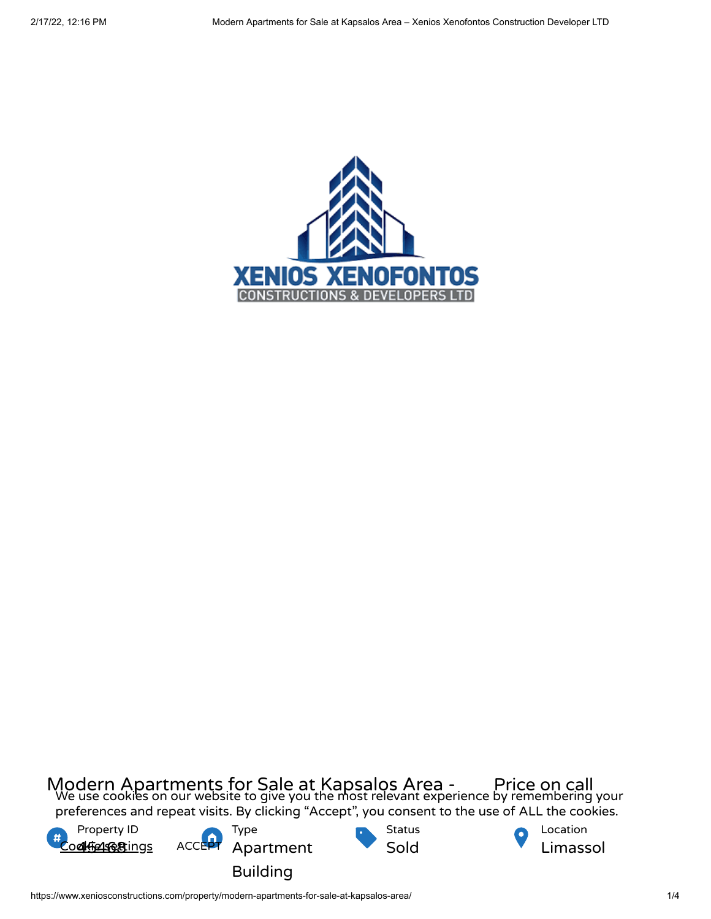XENIOS XENOFONTOS
CONSTRUCTIONS & DEVELOPERS LTD

# Modern Apartments for Sale at Kapsalos Area - Price on call

We use cookies on our website to give you the most relevant experience by remembering your preferences and repeat visits. By clicking "Accept", you consent to the use of ALL the cookies.

Cookie settings ACCEPT

| Property ID | Type | Status | Location |
|---|---|---|---|
| 45468 | Apartment Building | Sold | Limassol |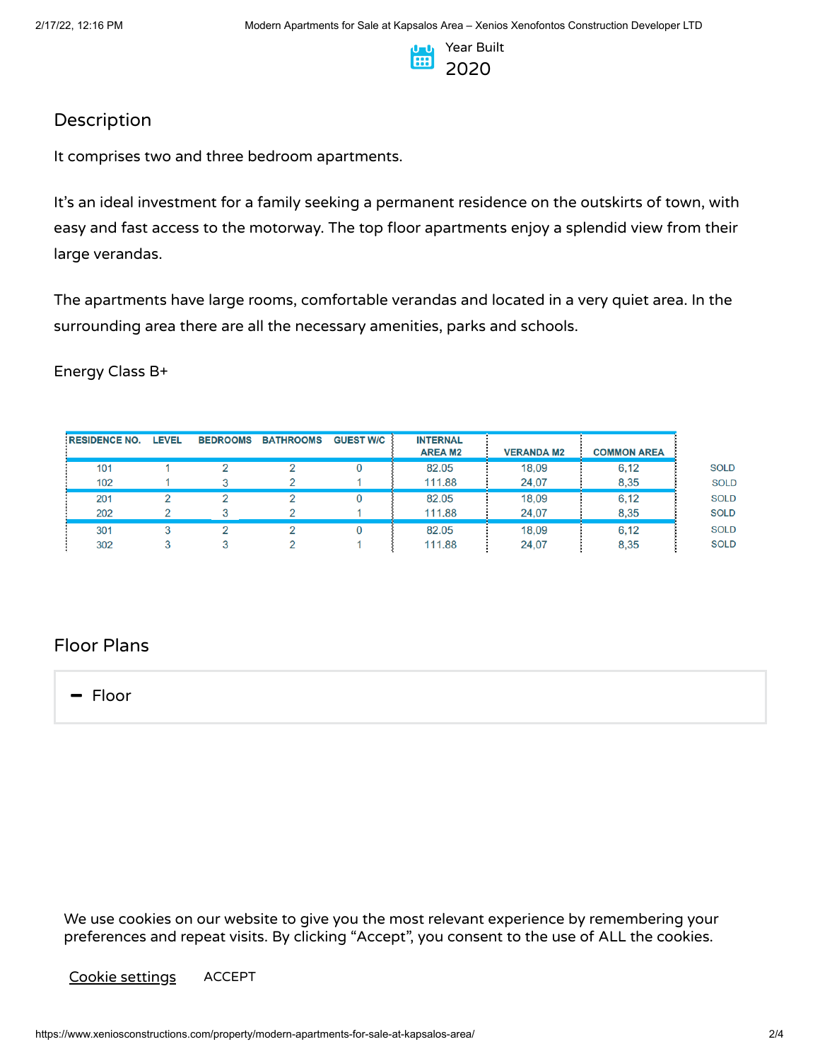Year Built

2020

## Description

It comprises two and three bedroom apartments.

It's an ideal investment for a family seeking a permanent residence on the outskirts of town, with easy and fast access to the motorway. The top floor apartments enjoy a splendid view from their large verandas.

The apartments have large rooms, comfortable verandas and located in a very quiet area. In the surrounding area there are all the necessary amenities, parks and schools.

Energy Class B+

| RESIDENCE NO. | LEVEL | BEDROOMS | BATHROOMS | GUEST W/C | INTERNAL AREA M2 | VERANDA M2 | COMMON AREA | |
|---|---|---|---|---|---|---|---|---|
| 101 | 1 | 2 | 2 | 0 | 82.05 | 18,09 | 6,12 | SOLD |
| 102 | 1 | 3 | 2 | 1 | 111.88 | 24,07 | 8,35 | SOLD |
| 201 | 2 | 2 | 2 | 0 | 82.05 | 18,09 | 6,12 | SOLD |
| 202 | 2 | 3 | 2 | 1 | 111.88 | 24,07 | 8,35 | SOLD |
| 301 | 3 | 2 | 2 | 0 | 82.05 | 18,09 | 6,12 | SOLD |
| 302 | 3 | 3 | 2 | 1 | 111.88 | 24,07 | 8,35 | SOLD |

## Floor Plans

– Floor

We use cookies on our website to give you the most relevant experience by remembering your preferences and repeat visits. By clicking "Accept", you consent to the use of ALL the cookies.

Cookie settings ACCEPT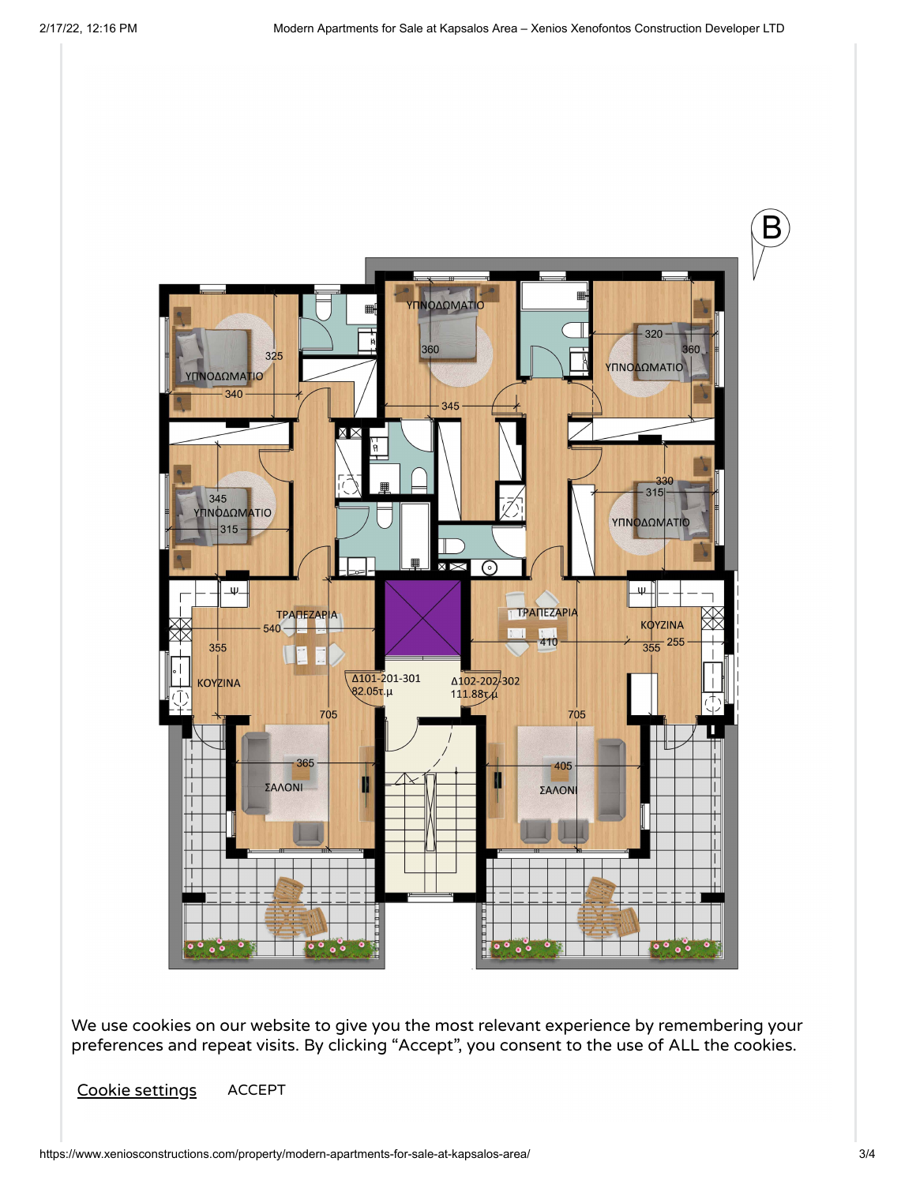We use cookies on our website to give you the most relevant experience by remembering your preferences and repeat visits. By clicking “Accept”, you consent to the use of ALL the cookies.

Cookie settings ACCEPT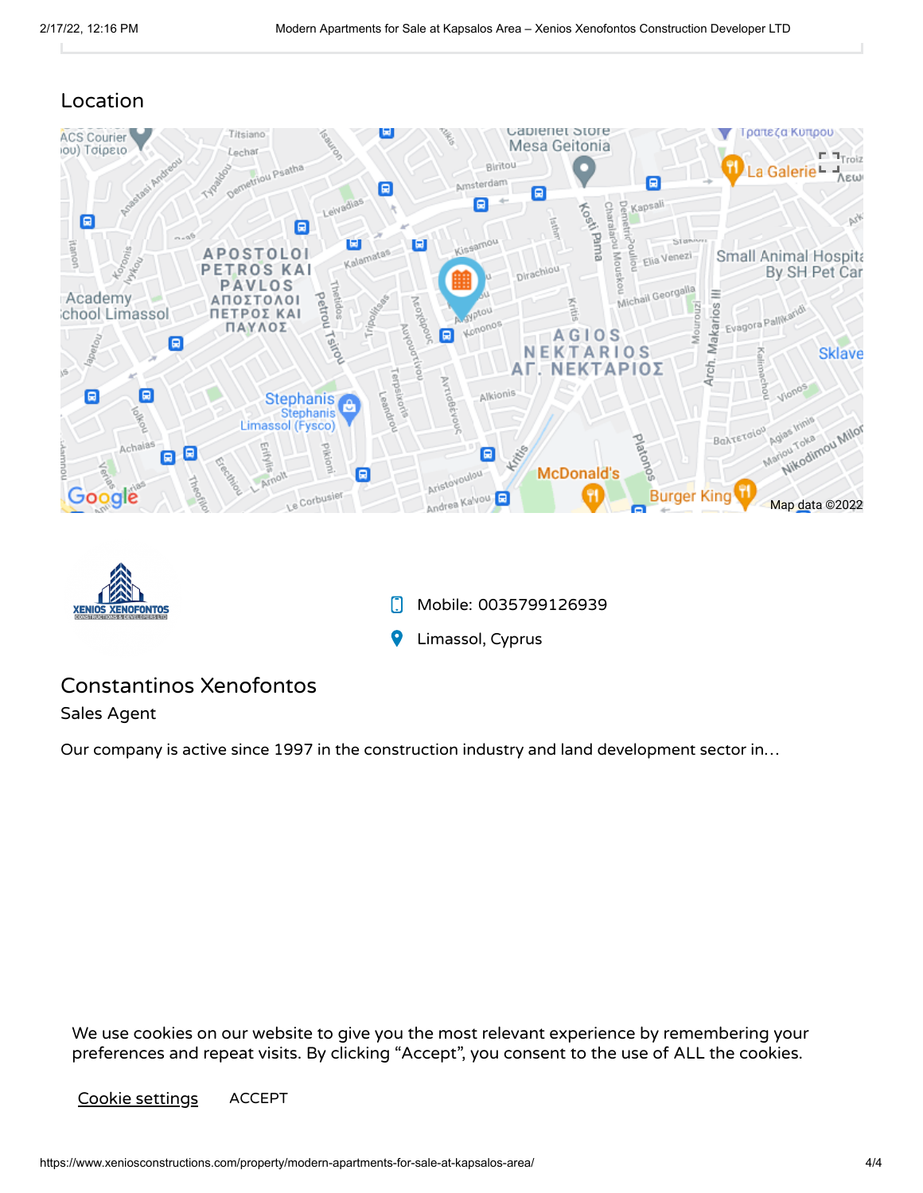## Location

Mobile: 0035799126939

Limassol, Cyprus

## Constantinos Xenofontos

Sales Agent

Our company is active since 1997 in the construction industry and land development sector in…

We use cookies on our website to give you the most relevant experience by remembering your preferences and repeat visits. By clicking “Accept”, you consent to the use of ALL the cookies.

Cookie settings ACCEPT